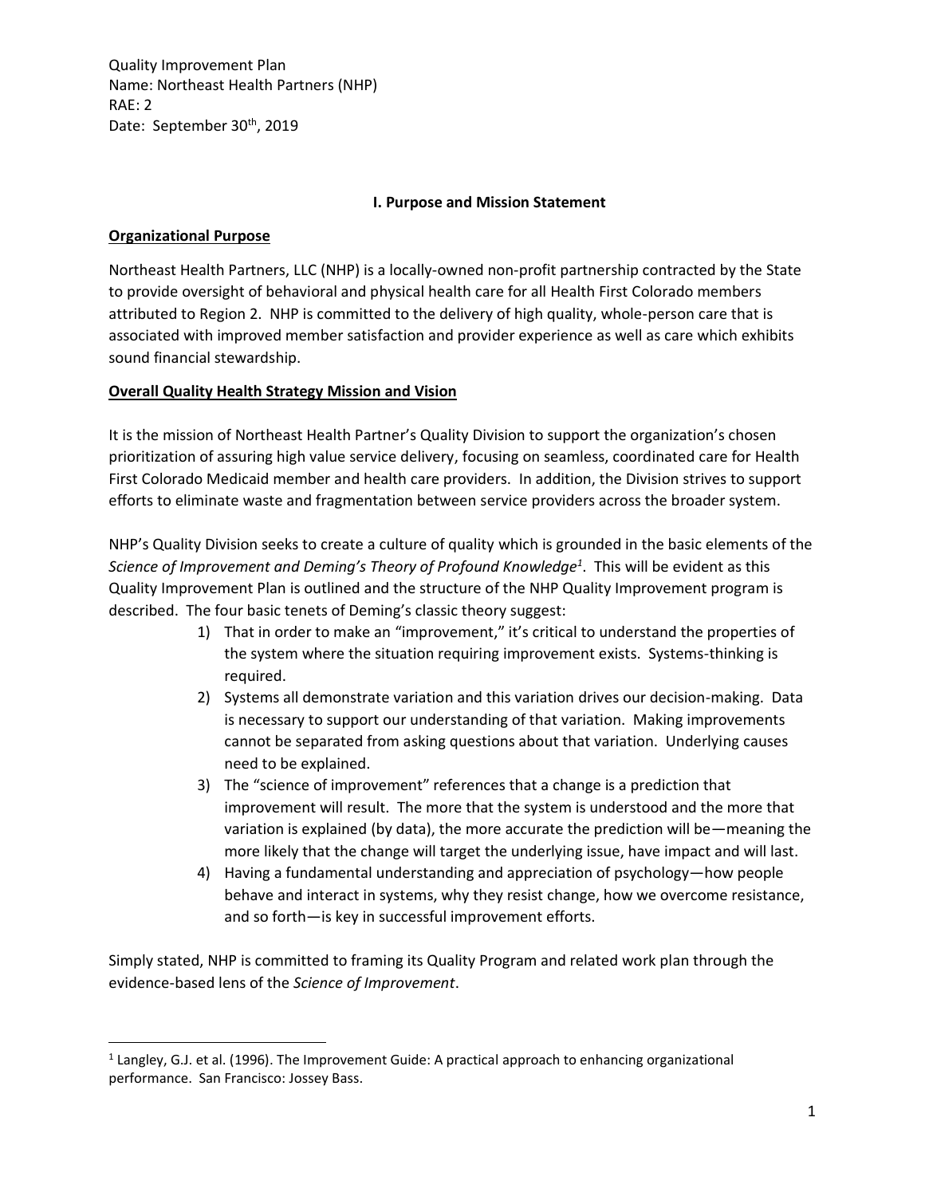Quality Improvement Plan
Name: Northeast Health Partners (NHP)
RAE: 2
Date: September 30th, 2019

## I. Purpose and Mission Statement

### Organizational Purpose

Northeast Health Partners, LLC (NHP) is a locally-owned non-profit partnership contracted by the State to provide oversight of behavioral and physical health care for all Health First Colorado members attributed to Region 2. NHP is committed to the delivery of high quality, whole-person care that is associated with improved member satisfaction and provider experience as well as care which exhibits sound financial stewardship.

### Overall Quality Health Strategy Mission and Vision

It is the mission of Northeast Health Partner's Quality Division to support the organization's chosen prioritization of assuring high value service delivery, focusing on seamless, coordinated care for Health First Colorado Medicaid member and health care providers. In addition, the Division strives to support efforts to eliminate waste and fragmentation between service providers across the broader system.

NHP's Quality Division seeks to create a culture of quality which is grounded in the basic elements of the *Science of Improvement and Deming's Theory of Profound Knowledge*[1]. This will be evident as this Quality Improvement Plan is outlined and the structure of the NHP Quality Improvement program is described. The four basic tenets of Deming's classic theory suggest:

1) That in order to make an "improvement," it's critical to understand the properties of the system where the situation requiring improvement exists. Systems-thinking is required.
2) Systems all demonstrate variation and this variation drives our decision-making. Data is necessary to support our understanding of that variation. Making improvements cannot be separated from asking questions about that variation. Underlying causes need to be explained.
3) The "science of improvement" references that a change is a prediction that improvement will result. The more that the system is understood and the more that variation is explained (by data), the more accurate the prediction will be—meaning the more likely that the change will target the underlying issue, have impact and will last.
4) Having a fundamental understanding and appreciation of psychology—how people behave and interact in systems, why they resist change, how we overcome resistance, and so forth—is key in successful improvement efforts.

Simply stated, NHP is committed to framing its Quality Program and related work plan through the evidence-based lens of the *Science of Improvement*.

[1] Langley, G.J. et al. (1996). The Improvement Guide: A practical approach to enhancing organizational performance. San Francisco: Jossey Bass.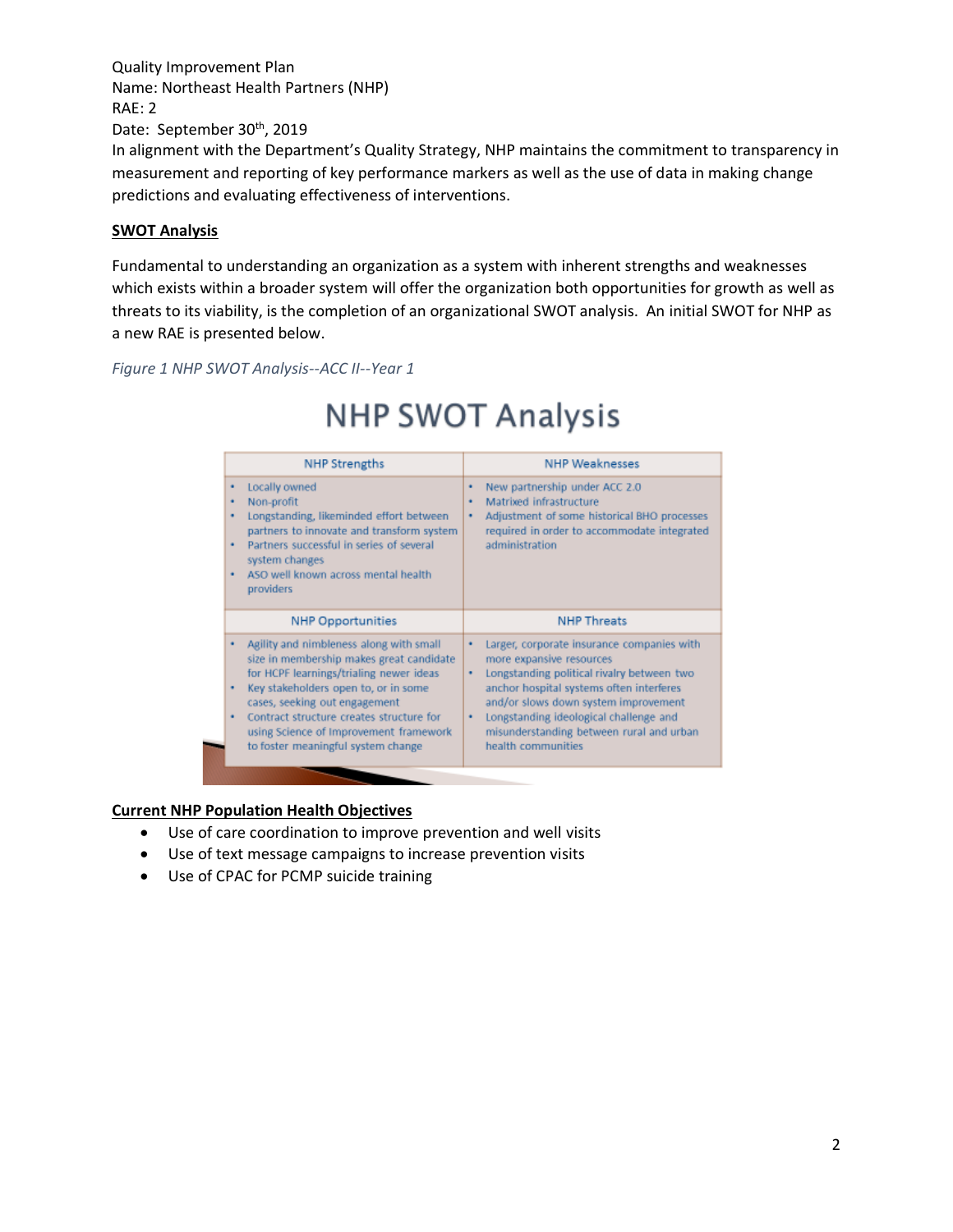Quality Improvement Plan
Name: Northeast Health Partners (NHP)
RAE: 2
Date: September 30th, 2019

In alignment with the Department's Quality Strategy, NHP maintains the commitment to transparency in measurement and reporting of key performance markers as well as the use of data in making change predictions and evaluating effectiveness of interventions.

**SWOT Analysis**

Fundamental to understanding an organization as a system with inherent strengths and weaknesses which exists within a broader system will offer the organization both opportunities for growth as well as threats to its viability, is the completion of an organizational SWOT analysis. An initial SWOT for NHP as a new RAE is presented below.

*Figure 1 NHP SWOT Analysis--ACC II--Year 1*

## NHP SWOT Analysis

| NHP Strengths | NHP Weaknesses |
|---|---|
| • Locally owned<br>• Non-profit<br>• Longstanding, likeminded effort between partners to innovate and transform system<br>• Partners successful in series of several system changes<br>• ASO well known across mental health providers | • New partnership under ACC 2.0<br>• Matrixed infrastructure<br>• Adjustment of some historical BHO processes required in order to accommodate integrated administration |
| **NHP Opportunities** | **NHP Threats** |
| • Agility and nimbleness along with small size in membership makes great candidate for HCPF learnings/trialing newer ideas<br>• Key stakeholders open to, or in some cases, seeking out engagement<br>• Contract structure creates structure for using Science of Improvement framework to foster meaningful system change | • Larger, corporate insurance companies with more expansive resources<br>• Longstanding political rivalry between two anchor hospital systems often interferes and/or slows down system improvement<br>• Longstanding ideological challenge and misunderstanding between rural and urban health communities |

**Current NHP Population Health Objectives**

- Use of care coordination to improve prevention and well visits
- Use of text message campaigns to increase prevention visits
- Use of CPAC for PCMP suicide training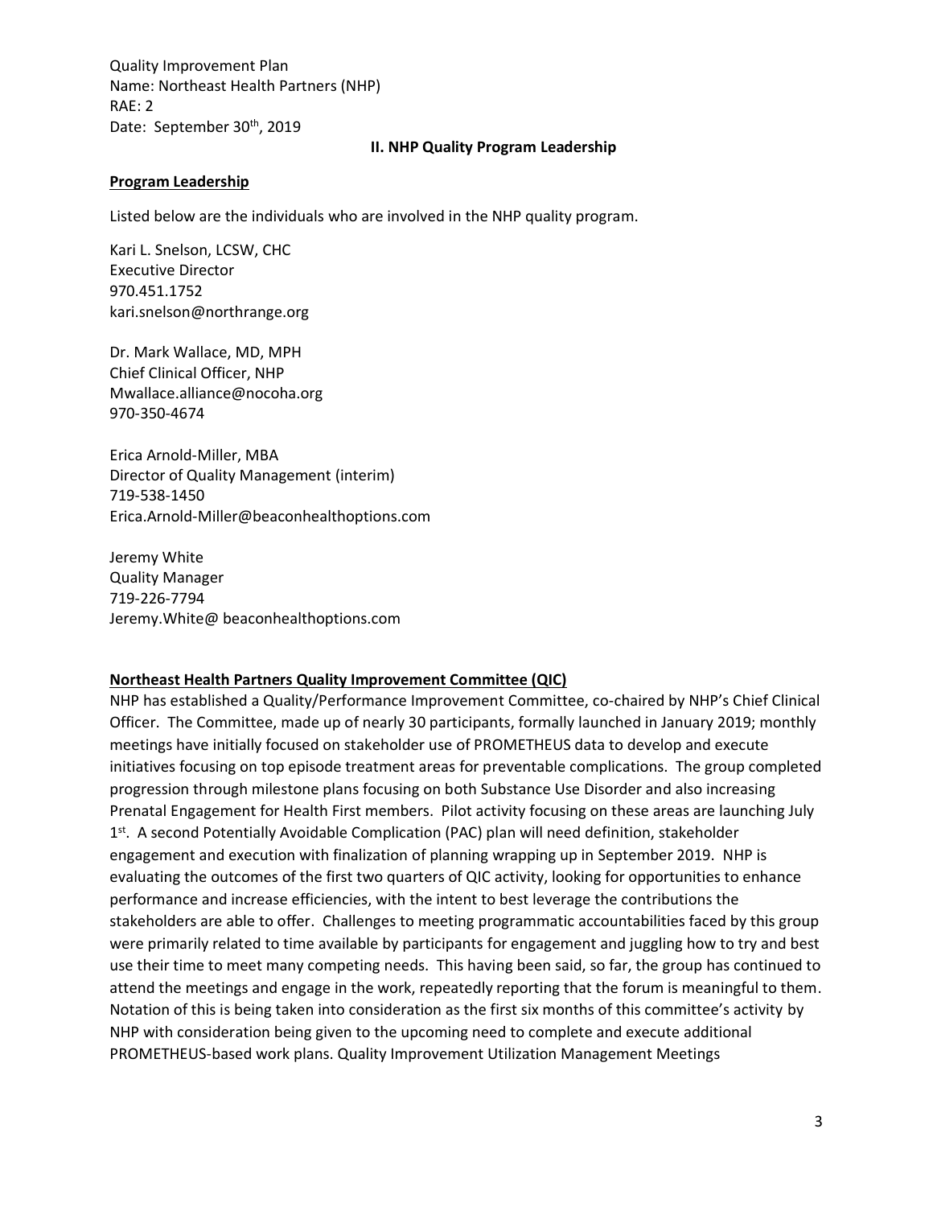Quality Improvement Plan
Name: Northeast Health Partners (NHP)
RAE: 2
Date: September 30th, 2019

## II. NHP Quality Program Leadership

### Program Leadership

Listed below are the individuals who are involved in the NHP quality program.

Kari L. Snelson, LCSW, CHC
Executive Director
970.451.1752
kari.snelson@northrange.org

Dr. Mark Wallace, MD, MPH
Chief Clinical Officer, NHP
Mwallace.alliance@nocoha.org
970-350-4674

Erica Arnold-Miller, MBA
Director of Quality Management (interim)
719-538-1450
Erica.Arnold-Miller@beaconhealthoptions.com

Jeremy White
Quality Manager
719-226-7794
Jeremy.White@ beaconhealthoptions.com

### Northeast Health Partners Quality Improvement Committee (QIC)

NHP has established a Quality/Performance Improvement Committee, co-chaired by NHP's Chief Clinical Officer. The Committee, made up of nearly 30 participants, formally launched in January 2019; monthly meetings have initially focused on stakeholder use of PROMETHEUS data to develop and execute initiatives focusing on top episode treatment areas for preventable complications. The group completed progression through milestone plans focusing on both Substance Use Disorder and also increasing Prenatal Engagement for Health First members. Pilot activity focusing on these areas are launching July 1st. A second Potentially Avoidable Complication (PAC) plan will need definition, stakeholder engagement and execution with finalization of planning wrapping up in September 2019. NHP is evaluating the outcomes of the first two quarters of QIC activity, looking for opportunities to enhance performance and increase efficiencies, with the intent to best leverage the contributions the stakeholders are able to offer. Challenges to meeting programmatic accountabilities faced by this group were primarily related to time available by participants for engagement and juggling how to try and best use their time to meet many competing needs. This having been said, so far, the group has continued to attend the meetings and engage in the work, repeatedly reporting that the forum is meaningful to them. Notation of this is being taken into consideration as the first six months of this committee's activity by NHP with consideration being given to the upcoming need to complete and execute additional PROMETHEUS-based work plans. Quality Improvement Utilization Management Meetings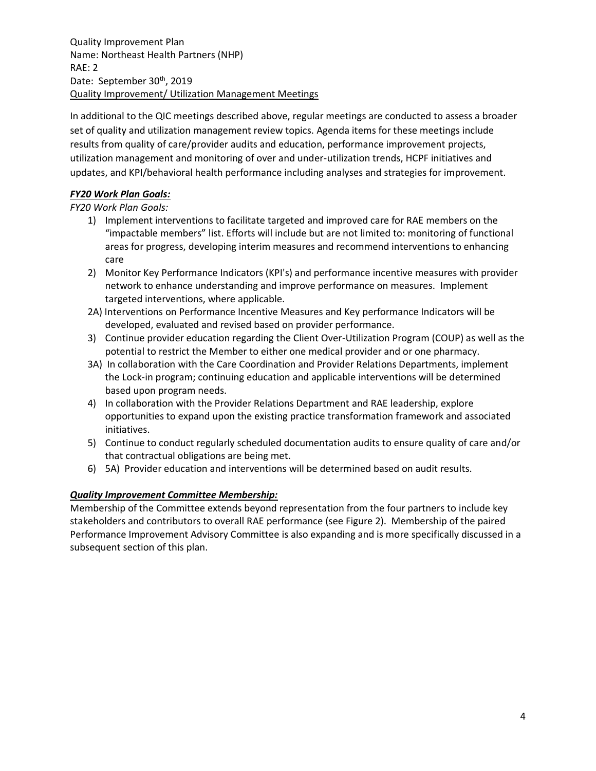Quality Improvement Plan
Name: Northeast Health Partners (NHP)
RAE: 2
Date: September 30th, 2019

<u>Quality Improvement/ Utilization Management Meetings</u>

In additional to the QIC meetings described above, regular meetings are conducted to assess a broader set of quality and utilization management review topics. Agenda items for these meetings include results from quality of care/provider audits and education, performance improvement projects, utilization management and monitoring of over and under-utilization trends, HCPF initiatives and updates, and KPI/behavioral health performance including analyses and strategies for improvement.

***FY20 Work Plan Goals:***

*FY20 Work Plan Goals:*

1) Implement interventions to facilitate targeted and improved care for RAE members on the "impactable members" list. Efforts will include but are not limited to: monitoring of functional areas for progress, developing interim measures and recommend interventions to enhancing care
2) Monitor Key Performance Indicators (KPI's) and performance incentive measures with provider network to enhance understanding and improve performance on measures. Implement targeted interventions, where applicable.

2A) Interventions on Performance Incentive Measures and Key performance Indicators will be developed, evaluated and revised based on provider performance.

3) Continue provider education regarding the Client Over-Utilization Program (COUP) as well as the potential to restrict the Member to either one medical provider and or one pharmacy.

3A) In collaboration with the Care Coordination and Provider Relations Departments, implement the Lock-in program; continuing education and applicable interventions will be determined based upon program needs.

4) In collaboration with the Provider Relations Department and RAE leadership, explore opportunities to expand upon the existing practice transformation framework and associated initiatives.
5) Continue to conduct regularly scheduled documentation audits to ensure quality of care and/or that contractual obligations are being met.
6) 5A) Provider education and interventions will be determined based on audit results.

***Quality Improvement Committee Membership:***

Membership of the Committee extends beyond representation from the four partners to include key stakeholders and contributors to overall RAE performance (see Figure 2). Membership of the paired Performance Improvement Advisory Committee is also expanding and is more specifically discussed in a subsequent section of this plan.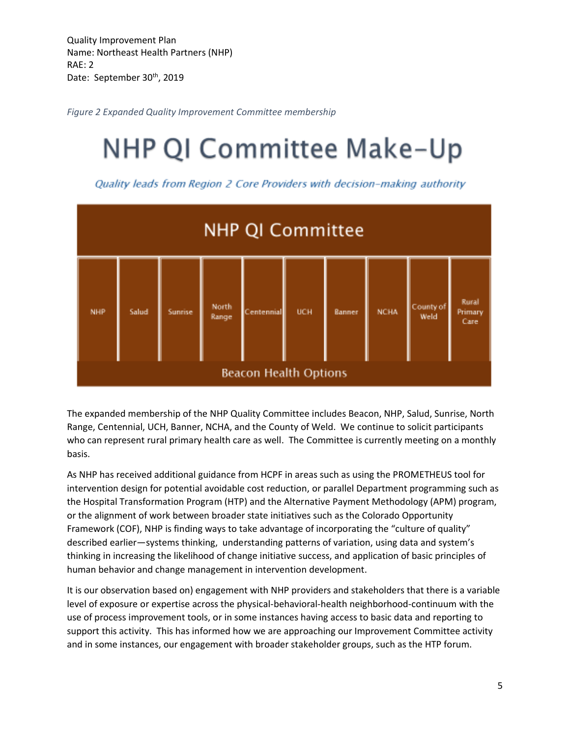Quality Improvement Plan
Name: Northeast Health Partners (NHP)
RAE: 2
Date: September 30th, 2019

*Figure 2 Expanded Quality Improvement Committee membership*

# NHP QI Committee Make-Up

*Quality leads from Region 2 Core Providers with decision-making authority*

| NHP QI Committee | | | | | | | | | |
|---|---|---|---|---|---|---|---|---|---|
| NHP | Salud | Sunrise | North Range | Centennial | UCH | Banner | NCHA | County of Weld | Rural Primary Care |
| Beacon Health Options | | | | | | | | | |

The expanded membership of the NHP Quality Committee includes Beacon, NHP, Salud, Sunrise, North Range, Centennial, UCH, Banner, NCHA, and the County of Weld. We continue to solicit participants who can represent rural primary health care as well. The Committee is currently meeting on a monthly basis.

As NHP has received additional guidance from HCPF in areas such as using the PROMETHEUS tool for intervention design for potential avoidable cost reduction, or parallel Department programming such as the Hospital Transformation Program (HTP) and the Alternative Payment Methodology (APM) program, or the alignment of work between broader state initiatives such as the Colorado Opportunity Framework (COF), NHP is finding ways to take advantage of incorporating the "culture of quality" described earlier—systems thinking, understanding patterns of variation, using data and system's thinking in increasing the likelihood of change initiative success, and application of basic principles of human behavior and change management in intervention development.

It is our observation based on) engagement with NHP providers and stakeholders that there is a variable level of exposure or expertise across the physical-behavioral-health neighborhood-continuum with the use of process improvement tools, or in some instances having access to basic data and reporting to support this activity. This has informed how we are approaching our Improvement Committee activity and in some instances, our engagement with broader stakeholder groups, such as the HTP forum.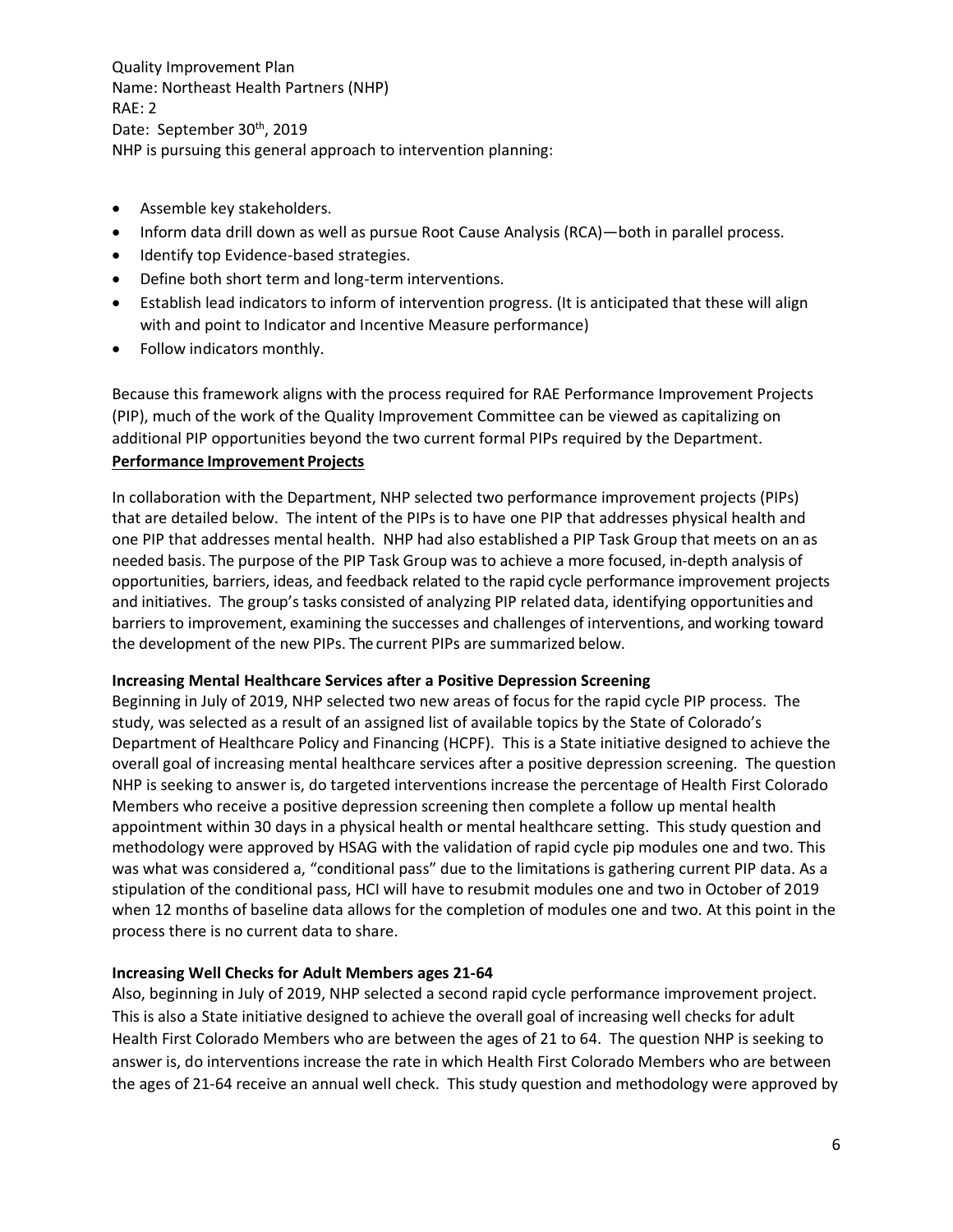Quality Improvement Plan
Name: Northeast Health Partners (NHP)
RAE: 2
Date: September 30th, 2019
NHP is pursuing this general approach to intervention planning:

- Assemble key stakeholders.
- Inform data drill down as well as pursue Root Cause Analysis (RCA)—both in parallel process.
- Identify top Evidence-based strategies.
- Define both short term and long-term interventions.
- Establish lead indicators to inform of intervention progress. (It is anticipated that these will align with and point to Indicator and Incentive Measure performance)
- Follow indicators monthly.

Because this framework aligns with the process required for RAE Performance Improvement Projects (PIP), much of the work of the Quality Improvement Committee can be viewed as capitalizing on additional PIP opportunities beyond the two current formal PIPs required by the Department.

**Performance Improvement Projects**

In collaboration with the Department, NHP selected two performance improvement projects (PIPs) that are detailed below. The intent of the PIPs is to have one PIP that addresses physical health and one PIP that addresses mental health. NHP had also established a PIP Task Group that meets on an as needed basis. The purpose of the PIP Task Group was to achieve a more focused, in-depth analysis of opportunities, barriers, ideas, and feedback related to the rapid cycle performance improvement projects and initiatives. The group's tasks consisted of analyzing PIP related data, identifying opportunities and barriers to improvement, examining the successes and challenges of interventions, and working toward the development of the new PIPs. The current PIPs are summarized below.

**Increasing Mental Healthcare Services after a Positive Depression Screening**

Beginning in July of 2019, NHP selected two new areas of focus for the rapid cycle PIP process. The study, was selected as a result of an assigned list of available topics by the State of Colorado's Department of Healthcare Policy and Financing (HCPF). This is a State initiative designed to achieve the overall goal of increasing mental healthcare services after a positive depression screening. The question NHP is seeking to answer is, do targeted interventions increase the percentage of Health First Colorado Members who receive a positive depression screening then complete a follow up mental health appointment within 30 days in a physical health or mental healthcare setting. This study question and methodology were approved by HSAG with the validation of rapid cycle pip modules one and two. This was what was considered a, "conditional pass" due to the limitations is gathering current PIP data. As a stipulation of the conditional pass, HCI will have to resubmit modules one and two in October of 2019 when 12 months of baseline data allows for the completion of modules one and two. At this point in the process there is no current data to share.

**Increasing Well Checks for Adult Members ages 21-64**

Also, beginning in July of 2019, NHP selected a second rapid cycle performance improvement project. This is also a State initiative designed to achieve the overall goal of increasing well checks for adult Health First Colorado Members who are between the ages of 21 to 64. The question NHP is seeking to answer is, do interventions increase the rate in which Health First Colorado Members who are between the ages of 21-64 receive an annual well check. This study question and methodology were approved by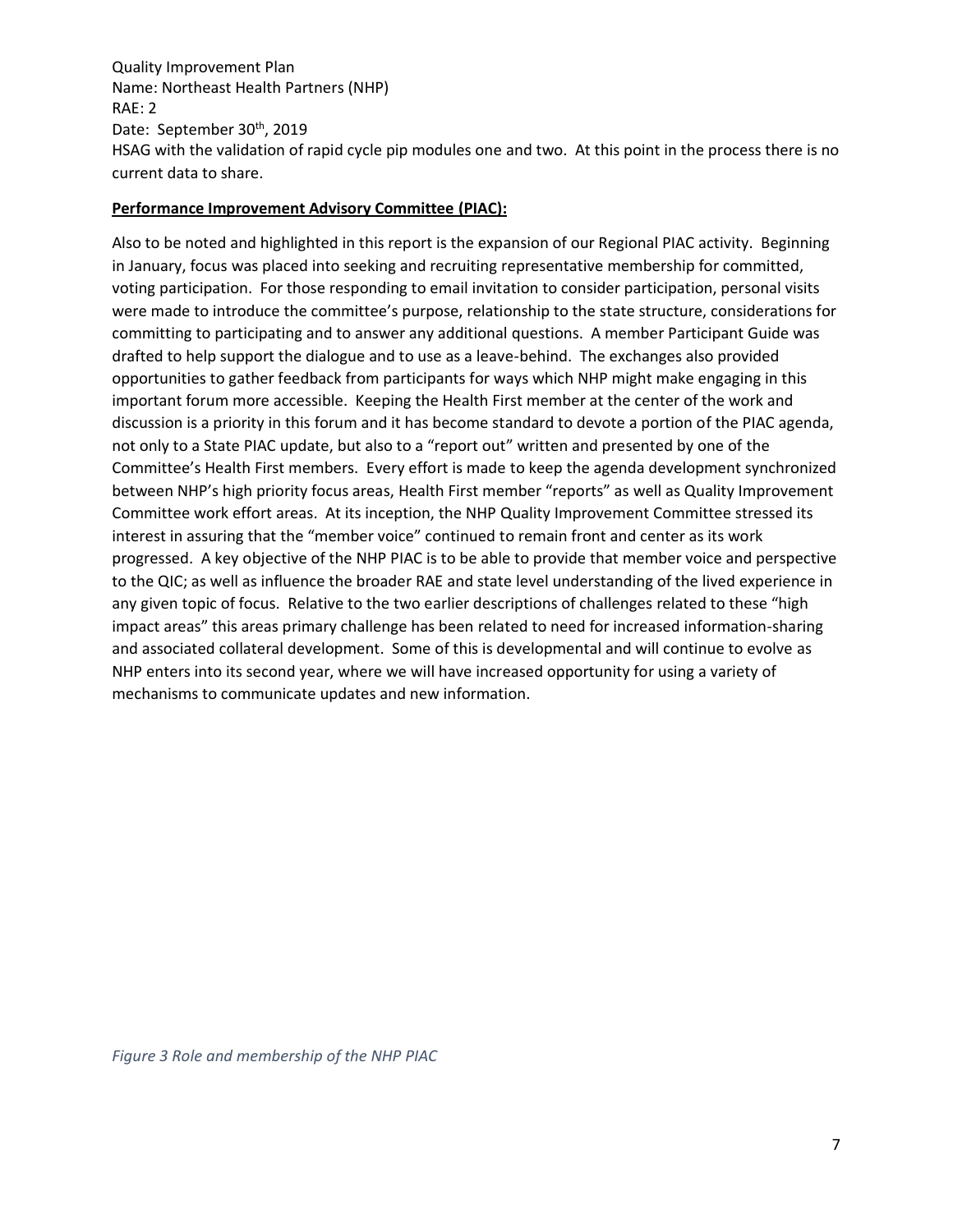HSAG with the validation of rapid cycle pip modules one and two. At this point in the process there is no current data to share.

**Performance Improvement Advisory Committee (PIAC):**

Also to be noted and highlighted in this report is the expansion of our Regional PIAC activity. Beginning in January, focus was placed into seeking and recruiting representative membership for committed, voting participation. For those responding to email invitation to consider participation, personal visits were made to introduce the committee's purpose, relationship to the state structure, considerations for committing to participating and to answer any additional questions. A member Participant Guide was drafted to help support the dialogue and to use as a leave-behind. The exchanges also provided opportunities to gather feedback from participants for ways which NHP might make engaging in this important forum more accessible. Keeping the Health First member at the center of the work and discussion is a priority in this forum and it has become standard to devote a portion of the PIAC agenda, not only to a State PIAC update, but also to a "report out" written and presented by one of the Committee's Health First members. Every effort is made to keep the agenda development synchronized between NHP's high priority focus areas, Health First member "reports" as well as Quality Improvement Committee work effort areas. At its inception, the NHP Quality Improvement Committee stressed its interest in assuring that the "member voice" continued to remain front and center as its work progressed. A key objective of the NHP PIAC is to be able to provide that member voice and perspective to the QIC; as well as influence the broader RAE and state level understanding of the lived experience in any given topic of focus. Relative to the two earlier descriptions of challenges related to these "high impact areas" this areas primary challenge has been related to need for increased information-sharing and associated collateral development. Some of this is developmental and will continue to evolve as NHP enters into its second year, where we will have increased opportunity for using a variety of mechanisms to communicate updates and new information.

*Figure 3 Role and membership of the NHP PIAC*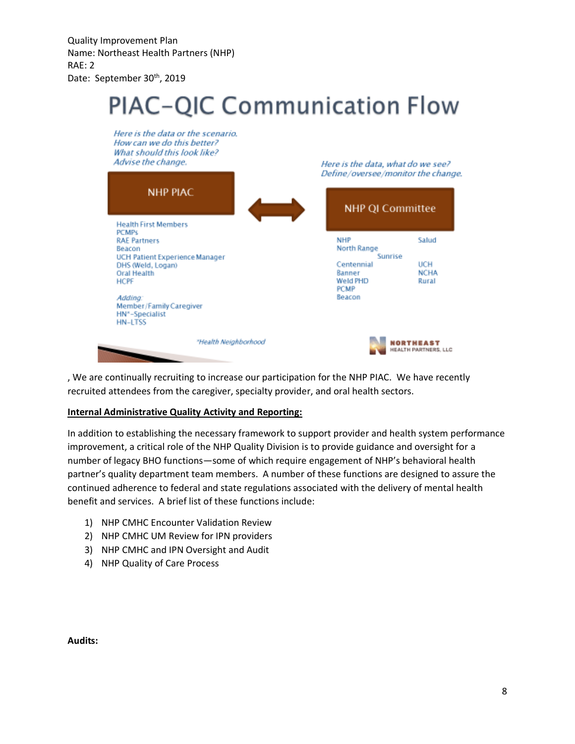Quality Improvement Plan
Name: Northeast Health Partners (NHP)
RAE: 2
Date: September 30th, 2019

# PIAC–QIC Communication Flow

*Here is the data or the scenario.*
*How can we do this better?*
*What should this look like?*
*Advise the change.*

**NHP PIAC**

Health First Members
PCMPs
RAE Partners
Beacon
UCH Patient Experience Manager
DHS (Weld, Logan)
Oral Health
HCPF

*Adding:*
Member/Family Caregiver
HN*-Specialist
HN-LTSS

*Here is the data, what do we see?*
*Define/oversee/monitor the change.*

**NHP QI Committee**

NHP
North Range
Sunrise
Centennial
Banner
Weld PHD
PCMP
Beacon
Salud
UCH
NCHA
Rural

*Health Neighborhood

NORTHEAST HEALTH PARTNERS, LLC

, We are continually recruiting to increase our participation for the NHP PIAC. We have recently recruited attendees from the caregiver, specialty provider, and oral health sectors.

**Internal Administrative Quality Activity and Reporting:**

In addition to establishing the necessary framework to support provider and health system performance improvement, a critical role of the NHP Quality Division is to provide guidance and oversight for a number of legacy BHO functions—some of which require engagement of NHP's behavioral health partner's quality department team members. A number of these functions are designed to assure the continued adherence to federal and state regulations associated with the delivery of mental health benefit and services. A brief list of these functions include:

1) NHP CMHC Encounter Validation Review
2) NHP CMHC UM Review for IPN providers
3) NHP CMHC and IPN Oversight and Audit
4) NHP Quality of Care Process

**Audits:**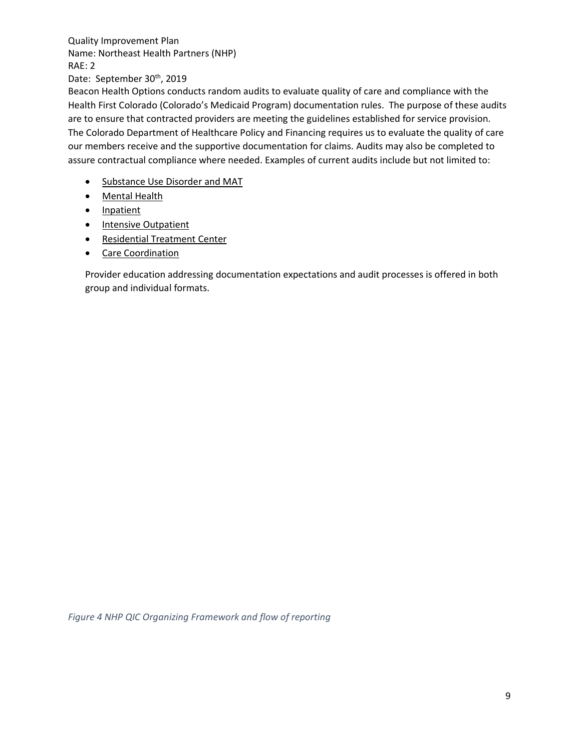Quality Improvement Plan
Name: Northeast Health Partners (NHP)
RAE: 2
Date: September 30th, 2019

Beacon Health Options conducts random audits to evaluate quality of care and compliance with the Health First Colorado (Colorado's Medicaid Program) documentation rules. The purpose of these audits are to ensure that contracted providers are meeting the guidelines established for service provision. The Colorado Department of Healthcare Policy and Financing requires us to evaluate the quality of care our members receive and the supportive documentation for claims. Audits may also be completed to assure contractual compliance where needed. Examples of current audits include but not limited to:

- Substance Use Disorder and MAT
- Mental Health
- Inpatient
- Intensive Outpatient
- Residential Treatment Center
- Care Coordination

Provider education addressing documentation expectations and audit processes is offered in both group and individual formats.

*Figure 4 NHP QIC Organizing Framework and flow of reporting*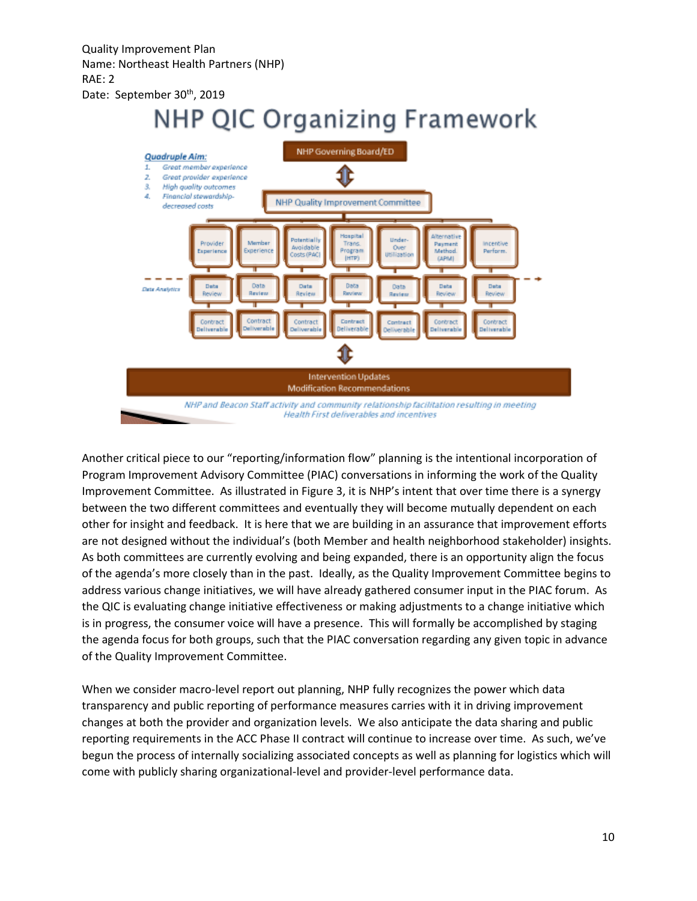Quality Improvement Plan
Name: Northeast Health Partners (NHP)
RAE: 2
Date: September 30th, 2019

# NHP QIC Organizing Framework

***Quadruple Aim:***

1. *Great member experience*
2. *Great provider experience*
3. *High quality outcomes*
4. *Financial stewardship- decreased costs*

NHP Governing Board/ED

NHP Quality Improvement Committee

| Provider Experience | Member Experience | Potentially Avoidable Costs (PAC) | Hospital Trans. Program (HTP) | Under-Over Utilization | Alternative Payment Method (APM) | Incentive Perform. |
|---|---|---|---|---|---|---|
| Data Review | Data Review | Data Review | Data Review | Data Review | Data Review | Data Review |
| Contract Deliverable | Contract Deliverable | Contract Deliverable | Contract Deliverable | Contract Deliverable | Contract Deliverable | Contract Deliverable |

*Data Analytics*

Intervention Updates
Modification Recommendations

*NHP and Beacon Staff activity and community relationship facilitation resulting in meeting Health First deliverables and incentives*

Another critical piece to our "reporting/information flow" planning is the intentional incorporation of Program Improvement Advisory Committee (PIAC) conversations in informing the work of the Quality Improvement Committee. As illustrated in Figure 3, it is NHP's intent that over time there is a synergy between the two different committees and eventually they will become mutually dependent on each other for insight and feedback. It is here that we are building in an assurance that improvement efforts are not designed without the individual's (both Member and health neighborhood stakeholder) insights. As both committees are currently evolving and being expanded, there is an opportunity align the focus of the agenda's more closely than in the past. Ideally, as the Quality Improvement Committee begins to address various change initiatives, we will have already gathered consumer input in the PIAC forum. As the QIC is evaluating change initiative effectiveness or making adjustments to a change initiative which is in progress, the consumer voice will have a presence. This will formally be accomplished by staging the agenda focus for both groups, such that the PIAC conversation regarding any given topic in advance of the Quality Improvement Committee.

When we consider macro-level report out planning, NHP fully recognizes the power which data transparency and public reporting of performance measures carries with it in driving improvement changes at both the provider and organization levels. We also anticipate the data sharing and public reporting requirements in the ACC Phase II contract will continue to increase over time. As such, we've begun the process of internally socializing associated concepts as well as planning for logistics which will come with publicly sharing organizational-level and provider-level performance data.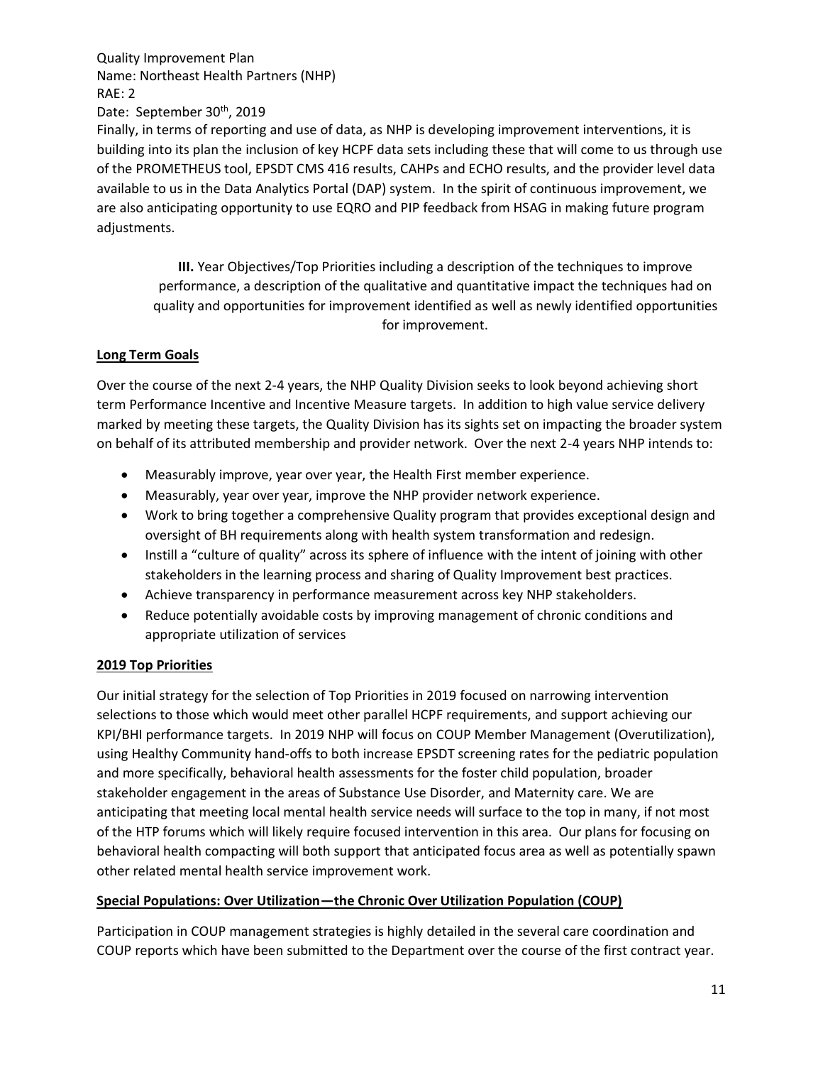Finally, in terms of reporting and use of data, as NHP is developing improvement interventions, it is building into its plan the inclusion of key HCPF data sets including these that will come to us through use of the PROMETHEUS tool, EPSDT CMS 416 results, CAHPs and ECHO results, and the provider level data available to us in the Data Analytics Portal (DAP) system. In the spirit of continuous improvement, we are also anticipating opportunity to use EQRO and PIP feedback from HSAG in making future program adjustments.

**III.** Year Objectives/Top Priorities including a description of the techniques to improve performance, a description of the qualitative and quantitative impact the techniques had on quality and opportunities for improvement identified as well as newly identified opportunities for improvement.

**Long Term Goals**

Over the course of the next 2-4 years, the NHP Quality Division seeks to look beyond achieving short term Performance Incentive and Incentive Measure targets. In addition to high value service delivery marked by meeting these targets, the Quality Division has its sights set on impacting the broader system on behalf of its attributed membership and provider network. Over the next 2-4 years NHP intends to:

- Measurably improve, year over year, the Health First member experience.
- Measurably, year over year, improve the NHP provider network experience.
- Work to bring together a comprehensive Quality program that provides exceptional design and oversight of BH requirements along with health system transformation and redesign.
- Instill a "culture of quality" across its sphere of influence with the intent of joining with other stakeholders in the learning process and sharing of Quality Improvement best practices.
- Achieve transparency in performance measurement across key NHP stakeholders.
- Reduce potentially avoidable costs by improving management of chronic conditions and appropriate utilization of services

**2019 Top Priorities**

Our initial strategy for the selection of Top Priorities in 2019 focused on narrowing intervention selections to those which would meet other parallel HCPF requirements, and support achieving our KPI/BHI performance targets. In 2019 NHP will focus on COUP Member Management (Overutilization), using Healthy Community hand-offs to both increase EPSDT screening rates for the pediatric population and more specifically, behavioral health assessments for the foster child population, broader stakeholder engagement in the areas of Substance Use Disorder, and Maternity care. We are anticipating that meeting local mental health service needs will surface to the top in many, if not most of the HTP forums which will likely require focused intervention in this area. Our plans for focusing on behavioral health compacting will both support that anticipated focus area as well as potentially spawn other related mental health service improvement work.

**Special Populations: Over Utilization—the Chronic Over Utilization Population (COUP)**

Participation in COUP management strategies is highly detailed in the several care coordination and COUP reports which have been submitted to the Department over the course of the first contract year.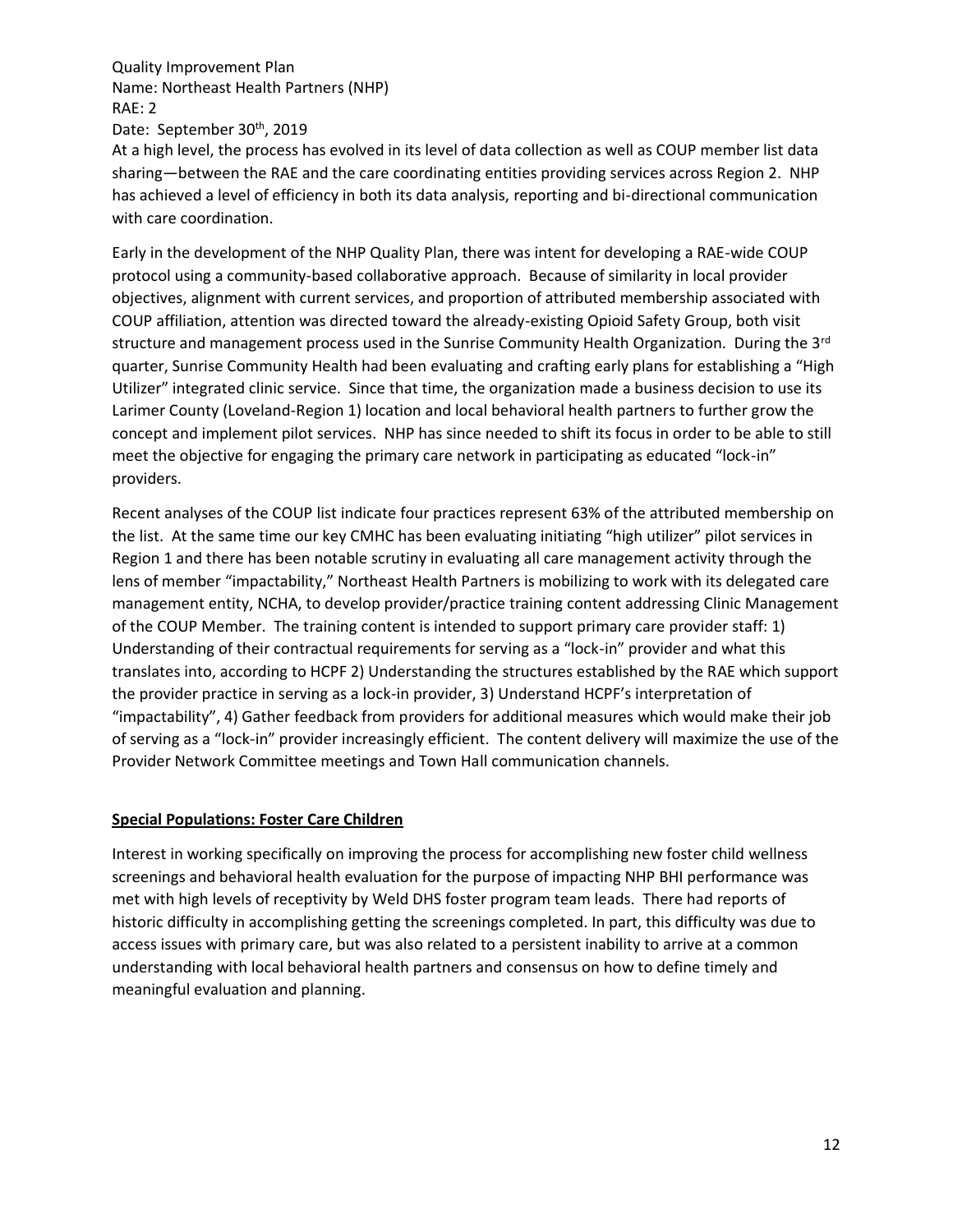At a high level, the process has evolved in its level of data collection as well as COUP member list data sharing—between the RAE and the care coordinating entities providing services across Region 2. NHP has achieved a level of efficiency in both its data analysis, reporting and bi-directional communication with care coordination.

Early in the development of the NHP Quality Plan, there was intent for developing a RAE-wide COUP protocol using a community-based collaborative approach. Because of similarity in local provider objectives, alignment with current services, and proportion of attributed membership associated with COUP affiliation, attention was directed toward the already-existing Opioid Safety Group, both visit structure and management process used in the Sunrise Community Health Organization. During the 3rd quarter, Sunrise Community Health had been evaluating and crafting early plans for establishing a "High Utilizer" integrated clinic service. Since that time, the organization made a business decision to use its Larimer County (Loveland-Region 1) location and local behavioral health partners to further grow the concept and implement pilot services. NHP has since needed to shift its focus in order to be able to still meet the objective for engaging the primary care network in participating as educated "lock-in" providers.

Recent analyses of the COUP list indicate four practices represent 63% of the attributed membership on the list. At the same time our key CMHC has been evaluating initiating "high utilizer" pilot services in Region 1 and there has been notable scrutiny in evaluating all care management activity through the lens of member "impactability," Northeast Health Partners is mobilizing to work with its delegated care management entity, NCHA, to develop provider/practice training content addressing Clinic Management of the COUP Member. The training content is intended to support primary care provider staff: 1) Understanding of their contractual requirements for serving as a "lock-in" provider and what this translates into, according to HCPF 2) Understanding the structures established by the RAE which support the provider practice in serving as a lock-in provider, 3) Understand HCPF's interpretation of "impactability", 4) Gather feedback from providers for additional measures which would make their job of serving as a "lock-in" provider increasingly efficient. The content delivery will maximize the use of the Provider Network Committee meetings and Town Hall communication channels.

## Special Populations: Foster Care Children

Interest in working specifically on improving the process for accomplishing new foster child wellness screenings and behavioral health evaluation for the purpose of impacting NHP BHI performance was met with high levels of receptivity by Weld DHS foster program team leads. There had reports of historic difficulty in accomplishing getting the screenings completed. In part, this difficulty was due to access issues with primary care, but was also related to a persistent inability to arrive at a common understanding with local behavioral health partners and consensus on how to define timely and meaningful evaluation and planning.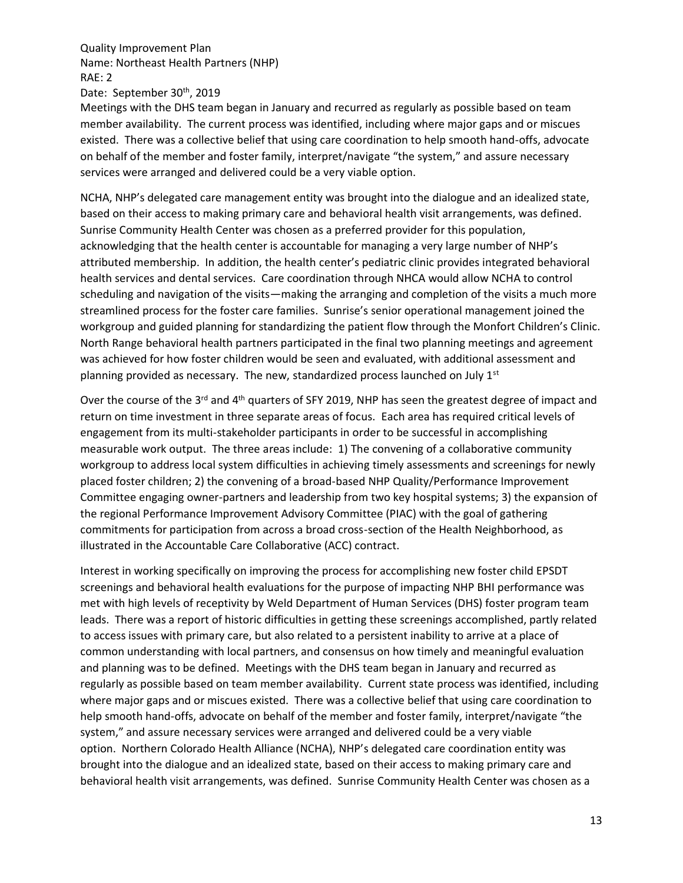Meetings with the DHS team began in January and recurred as regularly as possible based on team member availability. The current process was identified, including where major gaps and or miscues existed. There was a collective belief that using care coordination to help smooth hand-offs, advocate on behalf of the member and foster family, interpret/navigate "the system," and assure necessary services were arranged and delivered could be a very viable option.

NCHA, NHP's delegated care management entity was brought into the dialogue and an idealized state, based on their access to making primary care and behavioral health visit arrangements, was defined. Sunrise Community Health Center was chosen as a preferred provider for this population, acknowledging that the health center is accountable for managing a very large number of NHP's attributed membership. In addition, the health center's pediatric clinic provides integrated behavioral health services and dental services. Care coordination through NHCA would allow NCHA to control scheduling and navigation of the visits—making the arranging and completion of the visits a much more streamlined process for the foster care families. Sunrise's senior operational management joined the workgroup and guided planning for standardizing the patient flow through the Monfort Children's Clinic. North Range behavioral health partners participated in the final two planning meetings and agreement was achieved for how foster children would be seen and evaluated, with additional assessment and planning provided as necessary. The new, standardized process launched on July 1st

Over the course of the 3rd and 4th quarters of SFY 2019, NHP has seen the greatest degree of impact and return on time investment in three separate areas of focus. Each area has required critical levels of engagement from its multi-stakeholder participants in order to be successful in accomplishing measurable work output. The three areas include: 1) The convening of a collaborative community workgroup to address local system difficulties in achieving timely assessments and screenings for newly placed foster children; 2) the convening of a broad-based NHP Quality/Performance Improvement Committee engaging owner-partners and leadership from two key hospital systems; 3) the expansion of the regional Performance Improvement Advisory Committee (PIAC) with the goal of gathering commitments for participation from across a broad cross-section of the Health Neighborhood, as illustrated in the Accountable Care Collaborative (ACC) contract.

Interest in working specifically on improving the process for accomplishing new foster child EPSDT screenings and behavioral health evaluations for the purpose of impacting NHP BHI performance was met with high levels of receptivity by Weld Department of Human Services (DHS) foster program team leads. There was a report of historic difficulties in getting these screenings accomplished, partly related to access issues with primary care, but also related to a persistent inability to arrive at a place of common understanding with local partners, and consensus on how timely and meaningful evaluation and planning was to be defined. Meetings with the DHS team began in January and recurred as regularly as possible based on team member availability. Current state process was identified, including where major gaps and or miscues existed. There was a collective belief that using care coordination to help smooth hand-offs, advocate on behalf of the member and foster family, interpret/navigate "the system," and assure necessary services were arranged and delivered could be a very viable option. Northern Colorado Health Alliance (NCHA), NHP's delegated care coordination entity was brought into the dialogue and an idealized state, based on their access to making primary care and behavioral health visit arrangements, was defined. Sunrise Community Health Center was chosen as a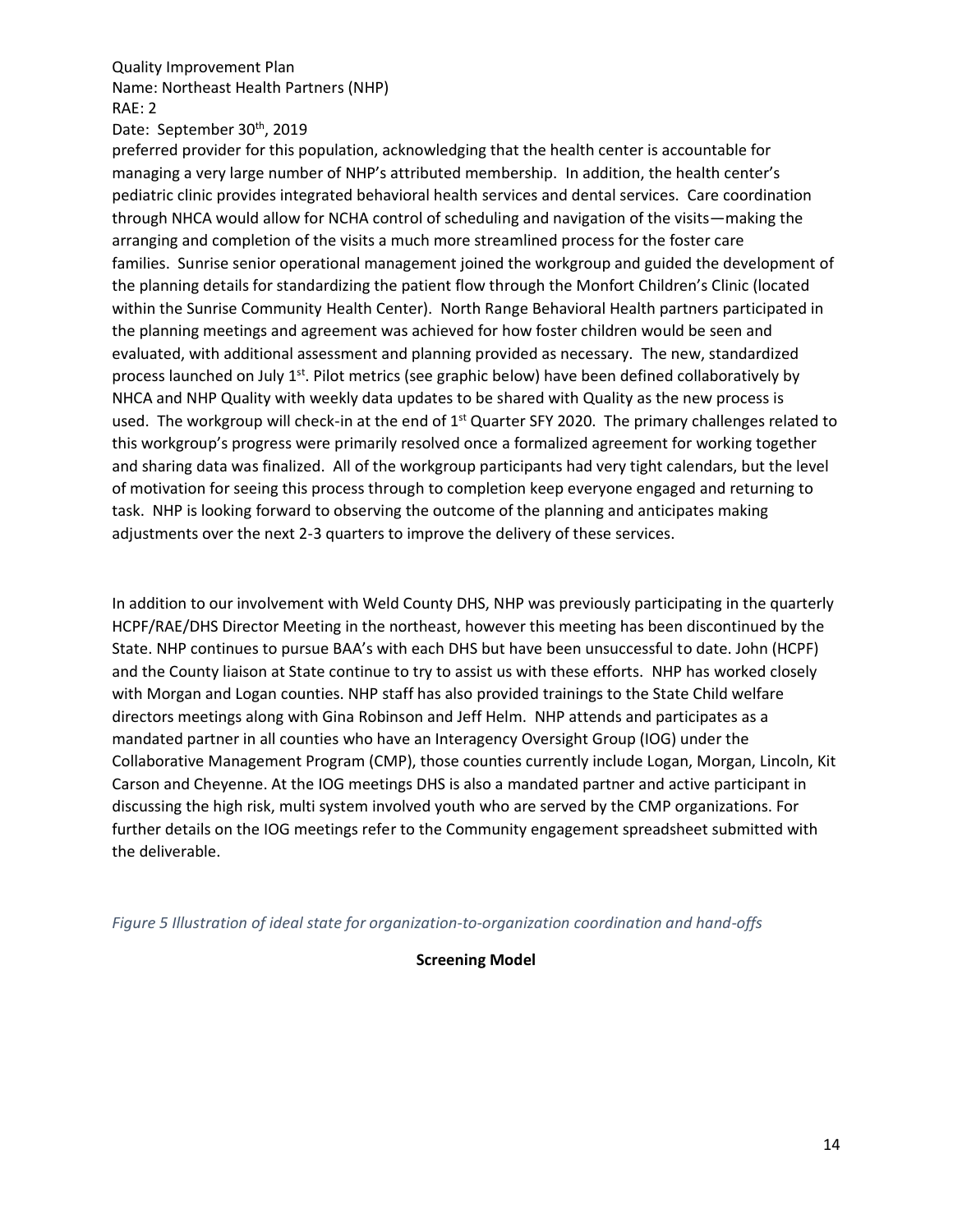preferred provider for this population, acknowledging that the health center is accountable for managing a very large number of NHP's attributed membership. In addition, the health center's pediatric clinic provides integrated behavioral health services and dental services. Care coordination through NHCA would allow for NCHA control of scheduling and navigation of the visits—making the arranging and completion of the visits a much more streamlined process for the foster care families. Sunrise senior operational management joined the workgroup and guided the development of the planning details for standardizing the patient flow through the Monfort Children's Clinic (located within the Sunrise Community Health Center). North Range Behavioral Health partners participated in the planning meetings and agreement was achieved for how foster children would be seen and evaluated, with additional assessment and planning provided as necessary. The new, standardized process launched on July 1st. Pilot metrics (see graphic below) have been defined collaboratively by NHCA and NHP Quality with weekly data updates to be shared with Quality as the new process is used. The workgroup will check-in at the end of 1st Quarter SFY 2020. The primary challenges related to this workgroup's progress were primarily resolved once a formalized agreement for working together and sharing data was finalized. All of the workgroup participants had very tight calendars, but the level of motivation for seeing this process through to completion keep everyone engaged and returning to task. NHP is looking forward to observing the outcome of the planning and anticipates making adjustments over the next 2-3 quarters to improve the delivery of these services.

In addition to our involvement with Weld County DHS, NHP was previously participating in the quarterly HCPF/RAE/DHS Director Meeting in the northeast, however this meeting has been discontinued by the State. NHP continues to pursue BAA's with each DHS but have been unsuccessful to date. John (HCPF) and the County liaison at State continue to try to assist us with these efforts. NHP has worked closely with Morgan and Logan counties. NHP staff has also provided trainings to the State Child welfare directors meetings along with Gina Robinson and Jeff Helm. NHP attends and participates as a mandated partner in all counties who have an Interagency Oversight Group (IOG) under the Collaborative Management Program (CMP), those counties currently include Logan, Morgan, Lincoln, Kit Carson and Cheyenne. At the IOG meetings DHS is also a mandated partner and active participant in discussing the high risk, multi system involved youth who are served by the CMP organizations. For further details on the IOG meetings refer to the Community engagement spreadsheet submitted with the deliverable.

*Figure 5 Illustration of ideal state for organization-to-organization coordination and hand-offs*

**Screening Model**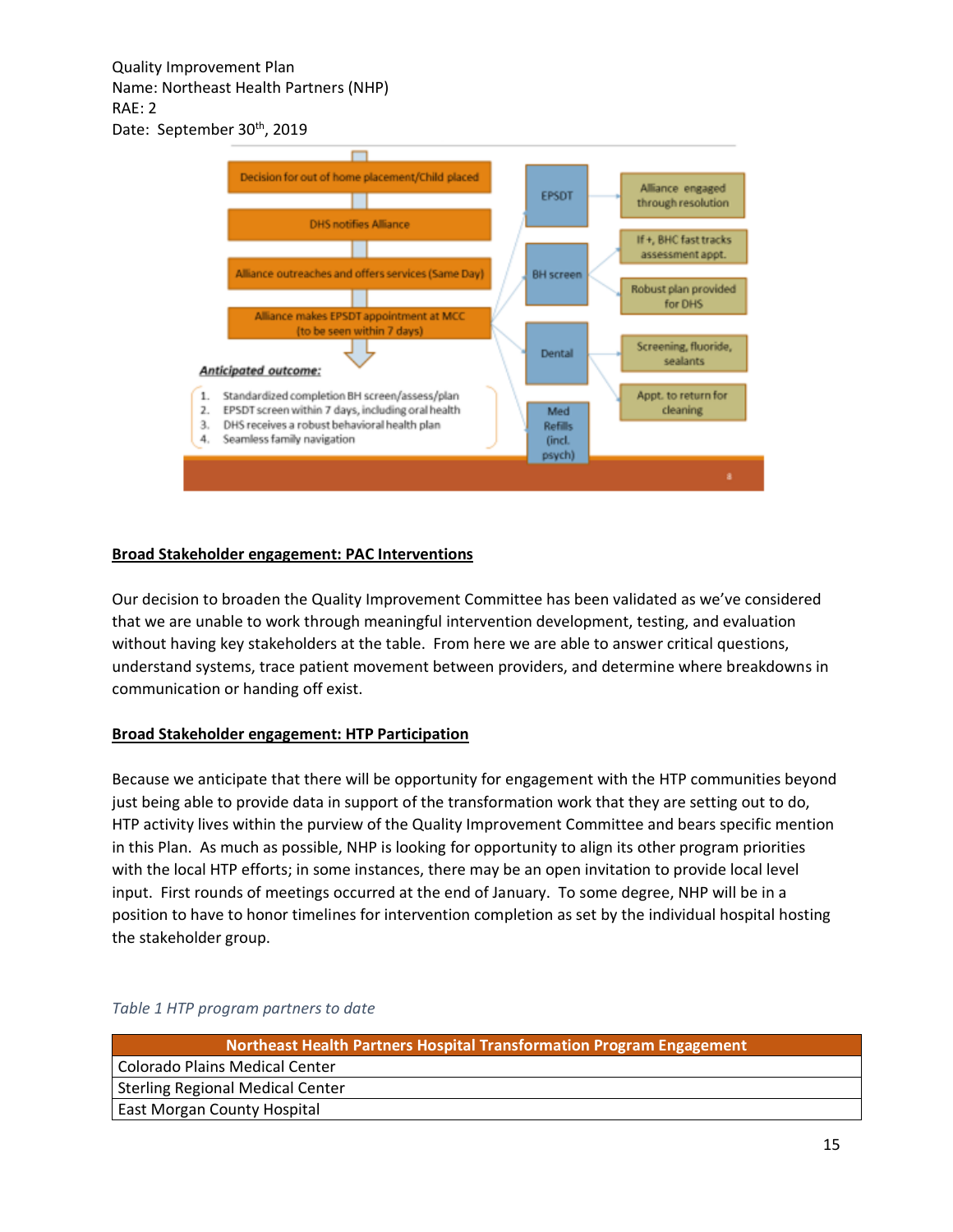Quality Improvement Plan
Name: Northeast Health Partners (NHP)
RAE: 2
Date: September 30th, 2019

Decision for out of home placement/Child placed

DHS notifies Alliance

Alliance outreaches and offers services (Same Day)

Alliance makes EPSDT appointment at MCC (to be seen within 7 days)

EPSDT → Alliance engaged through resolution

BH screen → If +, BHC fast tracks assessment appt. → Robust plan provided for DHS

Dental → Screening, fluoride, sealants → Appt. to return for cleaning

Med Refills (incl. psych)

***Anticipated outcome:***

1. Standardized completion BH screen/assess/plan
2. EPSDT screen within 7 days, including oral health
3. DHS receives a robust behavioral health plan
4. Seamless family navigation

**Broad Stakeholder engagement: PAC Interventions**

Our decision to broaden the Quality Improvement Committee has been validated as we've considered that we are unable to work through meaningful intervention development, testing, and evaluation without having key stakeholders at the table. From here we are able to answer critical questions, understand systems, trace patient movement between providers, and determine where breakdowns in communication or handing off exist.

**Broad Stakeholder engagement: HTP Participation**

Because we anticipate that there will be opportunity for engagement with the HTP communities beyond just being able to provide data in support of the transformation work that they are setting out to do, HTP activity lives within the purview of the Quality Improvement Committee and bears specific mention in this Plan. As much as possible, NHP is looking for opportunity to align its other program priorities with the local HTP efforts; in some instances, there may be an open invitation to provide local level input. First rounds of meetings occurred at the end of January. To some degree, NHP will be in a position to have to honor timelines for intervention completion as set by the individual hospital hosting the stakeholder group.

*Table 1 HTP program partners to date*

| Northeast Health Partners Hospital Transformation Program Engagement |
|---|
| Colorado Plains Medical Center |
| Sterling Regional Medical Center |
| East Morgan County Hospital |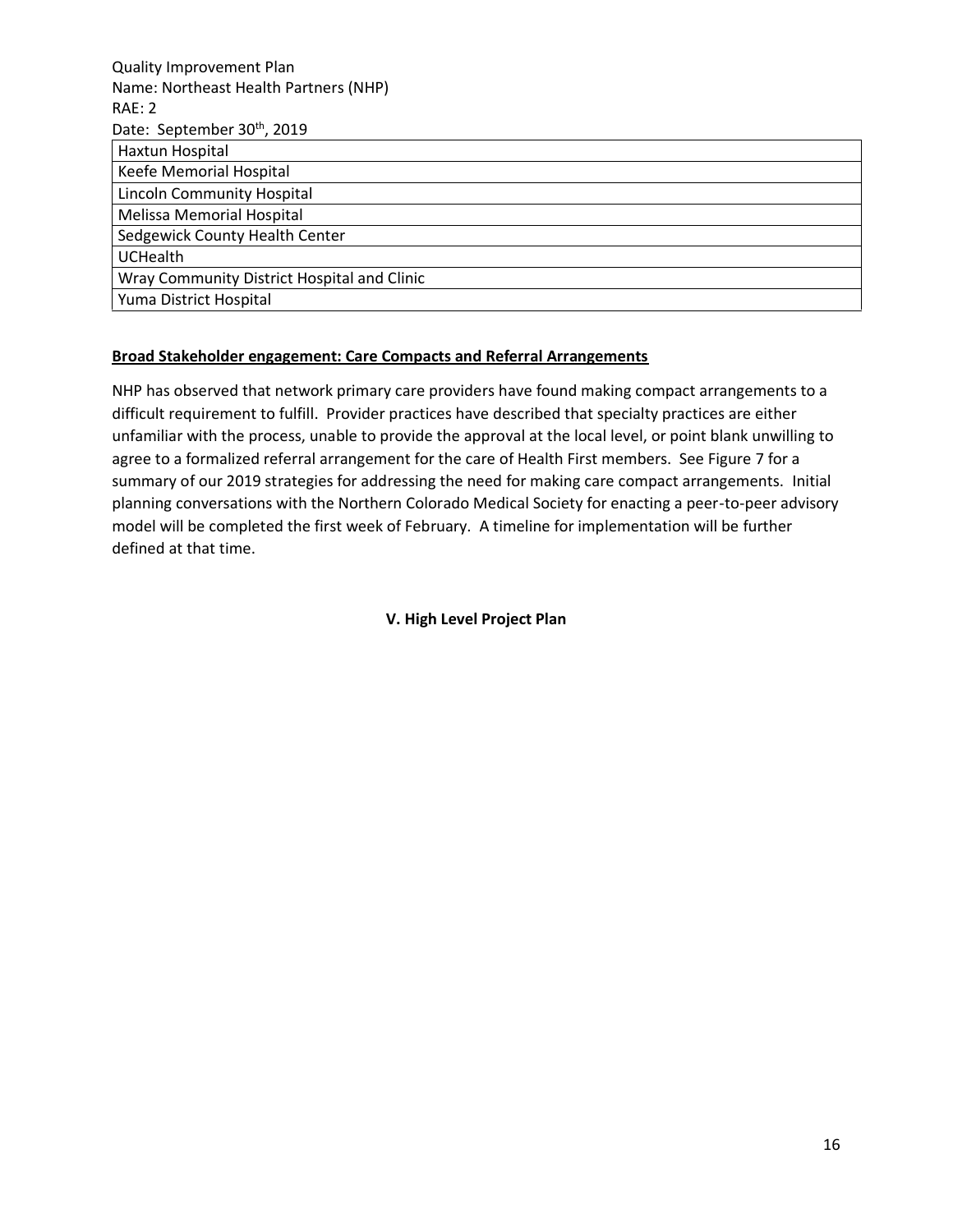| Haxtun Hospital |
| --- |
| Keefe Memorial Hospital |
| Lincoln Community Hospital |
| Melissa Memorial Hospital |
| Sedgewick County Health Center |
| UCHealth |
| Wray Community District Hospital and Clinic |
| Yuma District Hospital |

**Broad Stakeholder engagement: Care Compacts and Referral Arrangements**

NHP has observed that network primary care providers have found making compact arrangements to a difficult requirement to fulfill. Provider practices have described that specialty practices are either unfamiliar with the process, unable to provide the approval at the local level, or point blank unwilling to agree to a formalized referral arrangement for the care of Health First members. See Figure 7 for a summary of our 2019 strategies for addressing the need for making care compact arrangements. Initial planning conversations with the Northern Colorado Medical Society for enacting a peer-to-peer advisory model will be completed the first week of February. A timeline for implementation will be further defined at that time.

## V. High Level Project Plan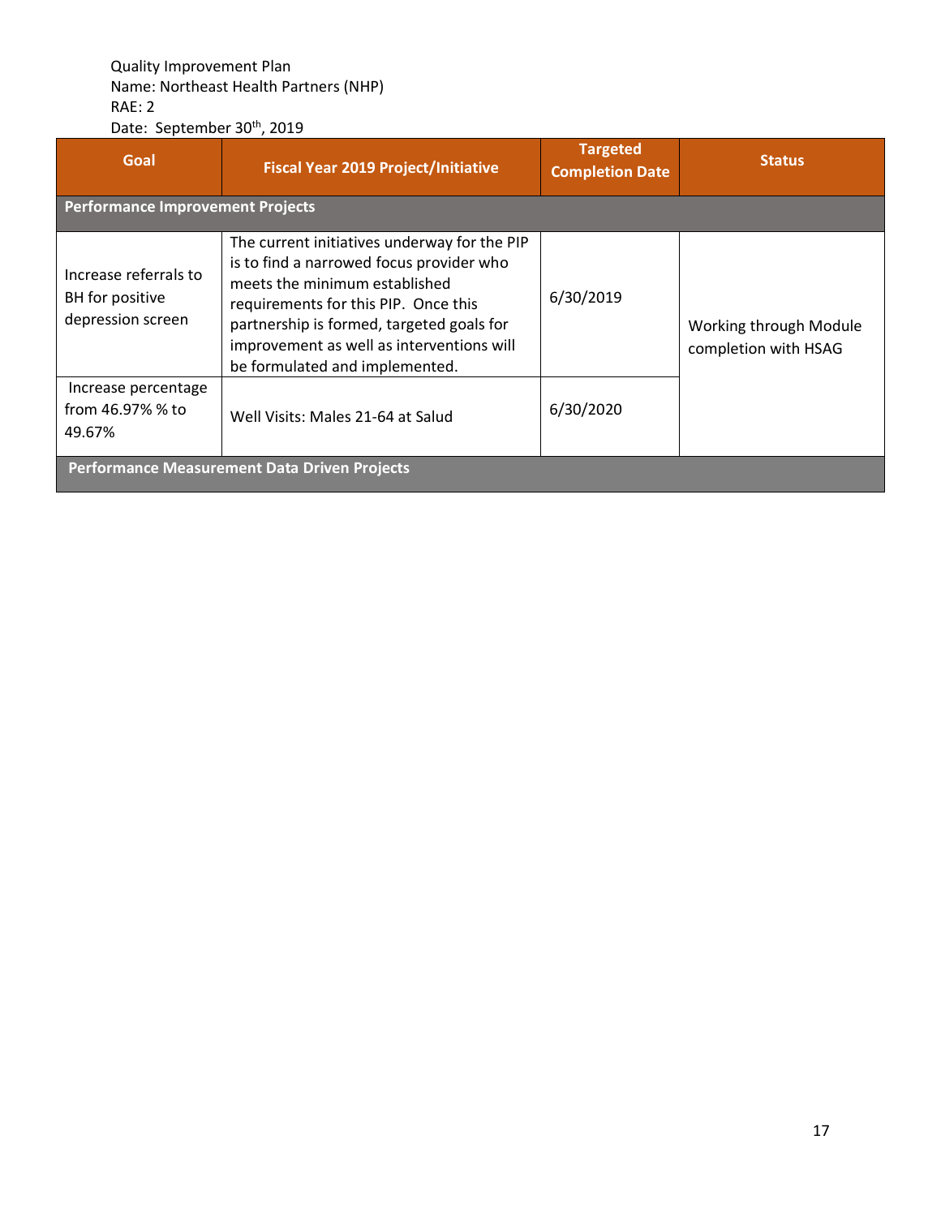Quality Improvement Plan
Name: Northeast Health Partners (NHP)
RAE: 2
Date: September 30th, 2019

| Goal | Fiscal Year 2019 Project/Initiative | Targeted Completion Date | Status |
|---|---|---|---|
| **Performance Improvement Projects** | | | |
| Increase referrals to BH for positive depression screen | The current initiatives underway for the PIP is to find a narrowed focus provider who meets the minimum established requirements for this PIP. Once this partnership is formed, targeted goals for improvement as well as interventions will be formulated and implemented. | 6/30/2019 | Working through Module completion with HSAG |
| Increase percentage from 46.97% % to 49.67% | Well Visits: Males 21-64 at Salud | 6/30/2020 | |
| **Performance Measurement Data Driven Projects** | | | |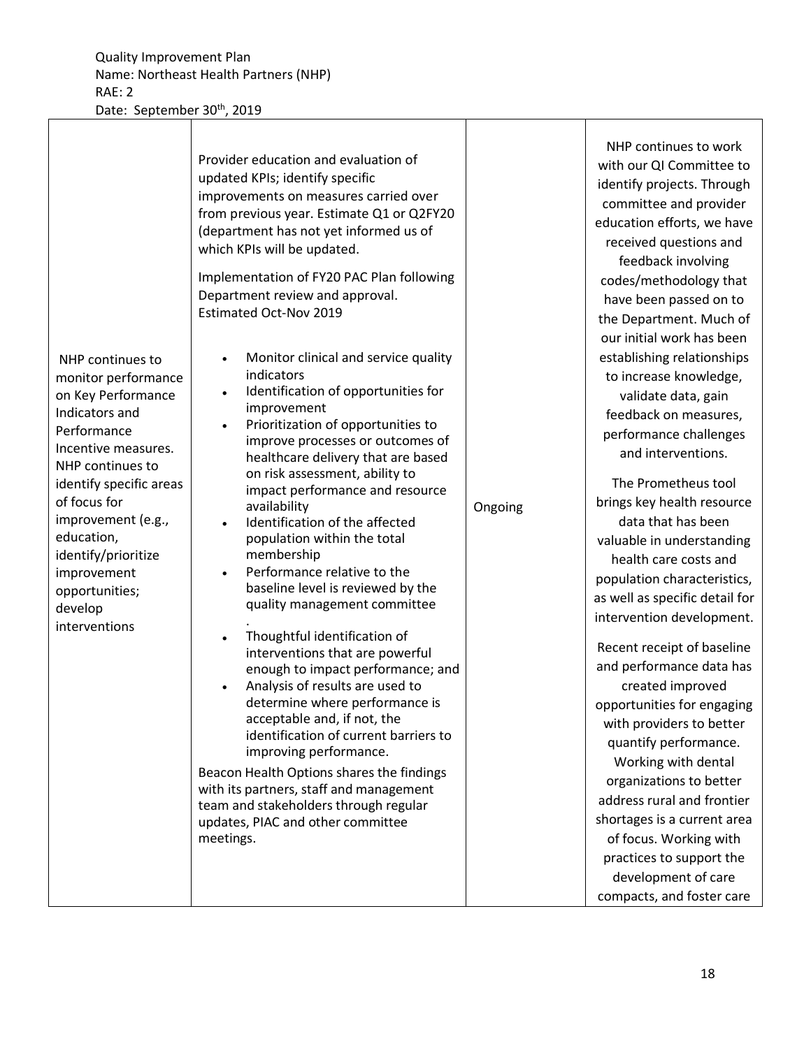Quality Improvement Plan
Name: Northeast Health Partners (NHP)
RAE: 2
Date: September 30th, 2019

| | | | |
|---|---|---|---|
| NHP continues to monitor performance on Key Performance Indicators and Performance Incentive measures. NHP continues to identify specific areas of focus for improvement (e.g., education, identify/prioritize improvement opportunities; develop interventions | Provider education and evaluation of updated KPIs; identify specific improvements on measures carried over from previous year. Estimate Q1 or Q2FY20 (department has not yet informed us of which KPIs will be updated.<br><br>Implementation of FY20 PAC Plan following Department review and approval. Estimated Oct-Nov 2019<br><br>• Monitor clinical and service quality indicators<br>• Identification of opportunities for improvement<br>• Prioritization of opportunities to improve processes or outcomes of healthcare delivery that are based on risk assessment, ability to impact performance and resource availability<br>• Identification of the affected population within the total membership<br>• Performance relative to the baseline level is reviewed by the quality management committee<br>.<br>• Thoughtful identification of interventions that are powerful enough to impact performance; and<br>• Analysis of results are used to determine where performance is acceptable and, if not, the identification of current barriers to improving performance.<br><br>Beacon Health Options shares the findings with its partners, staff and management team and stakeholders through regular updates, PIAC and other committee meetings. | Ongoing | NHP continues to work with our QI Committee to identify projects. Through committee and provider education efforts, we have received questions and feedback involving codes/methodology that have been passed on to the Department. Much of our initial work has been establishing relationships to increase knowledge, validate data, gain feedback on measures, performance challenges and interventions.<br><br>The Prometheus tool brings key health resource data that has been valuable in understanding health care costs and population characteristics, as well as specific detail for intervention development.<br><br>Recent receipt of baseline and performance data has created improved opportunities for engaging with providers to better quantify performance. Working with dental organizations to better address rural and frontier shortages is a current area of focus. Working with practices to support the development of care compacts, and foster care |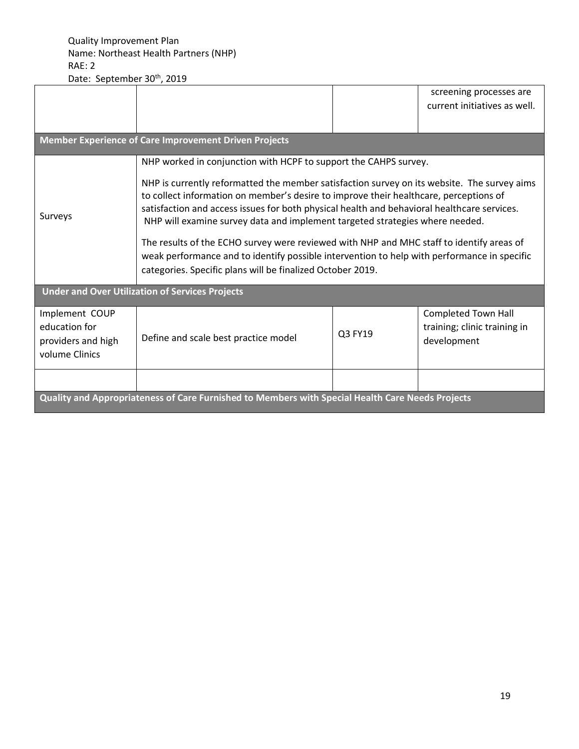| | | | |
|---|---|---|---|
| | | | screening processes are current initiatives as well. |
| **Member Experience of Care Improvement Driven Projects** | | | |
| Surveys | NHP worked in conjunction with HCPF to support the CAHPS survey.<br><br>NHP is currently reformatted the member satisfaction survey on its website. The survey aims to collect information on member's desire to improve their healthcare, perceptions of satisfaction and access issues for both physical health and behavioral healthcare services. NHP will examine survey data and implement targeted strategies where needed.<br><br>The results of the ECHO survey were reviewed with NHP and MHC staff to identify areas of weak performance and to identify possible intervention to help with performance in specific categories. Specific plans will be finalized October 2019. | | |
| **Under and Over Utilization of Services Projects** | | | |
| Implement COUP education for providers and high volume Clinics | Define and scale best practice model | Q3 FY19 | Completed Town Hall training; clinic training in development |
| | | | |
| **Quality and Appropriateness of Care Furnished to Members with Special Health Care Needs Projects** | | | |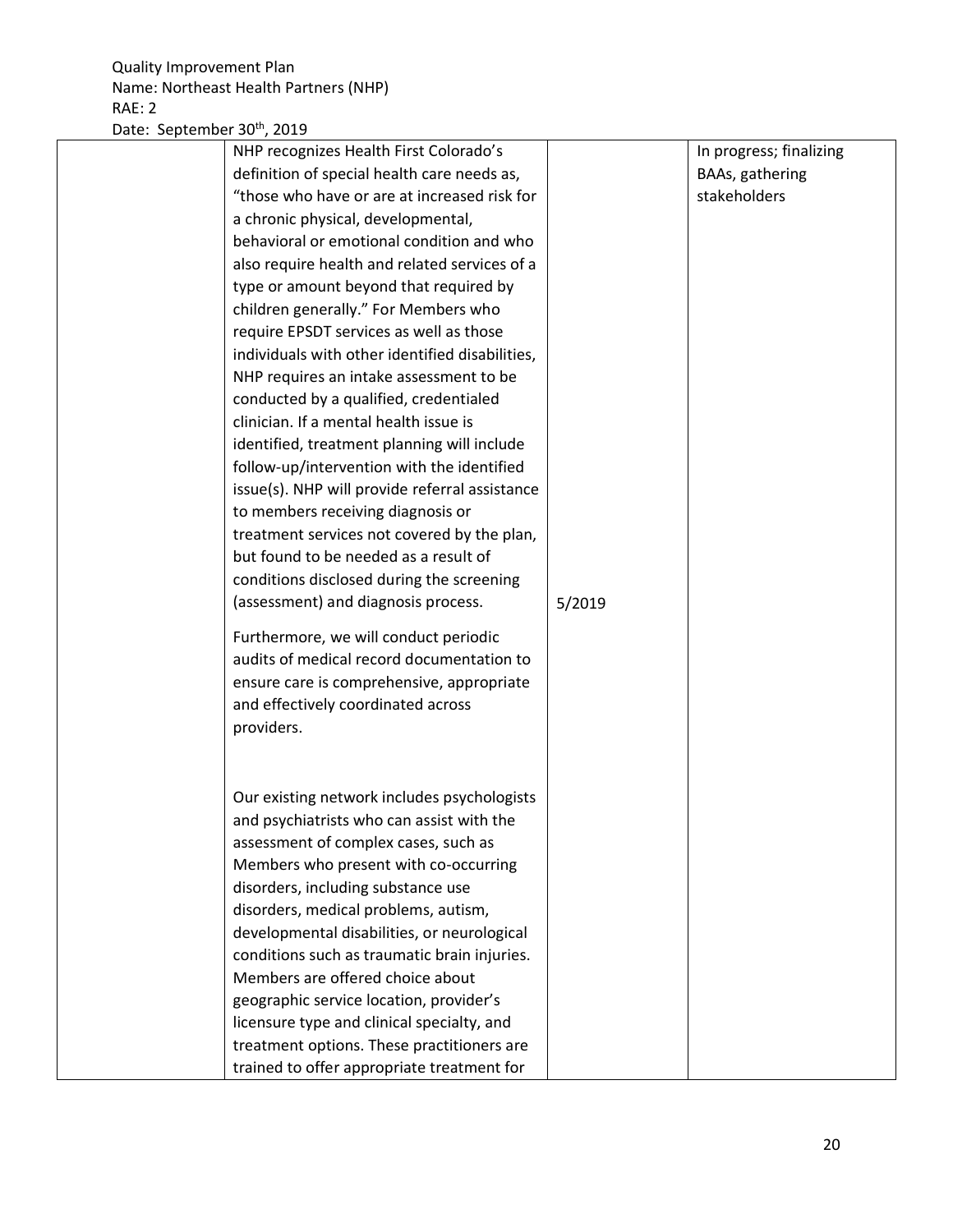| | | | |
|---|---|---|---|
| | NHP recognizes Health First Colorado's definition of special health care needs as, "those who have or are at increased risk for a chronic physical, developmental, behavioral or emotional condition and who also require health and related services of a type or amount beyond that required by children generally." For Members who require EPSDT services as well as those individuals with other identified disabilities, NHP requires an intake assessment to be conducted by a qualified, credentialed clinician. If a mental health issue is identified, treatment planning will include follow-up/intervention with the identified issue(s). NHP will provide referral assistance to members receiving diagnosis or treatment services not covered by the plan, but found to be needed as a result of conditions disclosed during the screening (assessment) and diagnosis process.<br><br>Furthermore, we will conduct periodic audits of medical record documentation to ensure care is comprehensive, appropriate and effectively coordinated across providers.<br><br>Our existing network includes psychologists and psychiatrists who can assist with the assessment of complex cases, such as Members who present with co-occurring disorders, including substance use disorders, medical problems, autism, developmental disabilities, or neurological conditions such as traumatic brain injuries. Members are offered choice about geographic service location, provider's licensure type and clinical specialty, and treatment options. These practitioners are trained to offer appropriate treatment for | 5/2019 | In progress; finalizing BAAs, gathering stakeholders |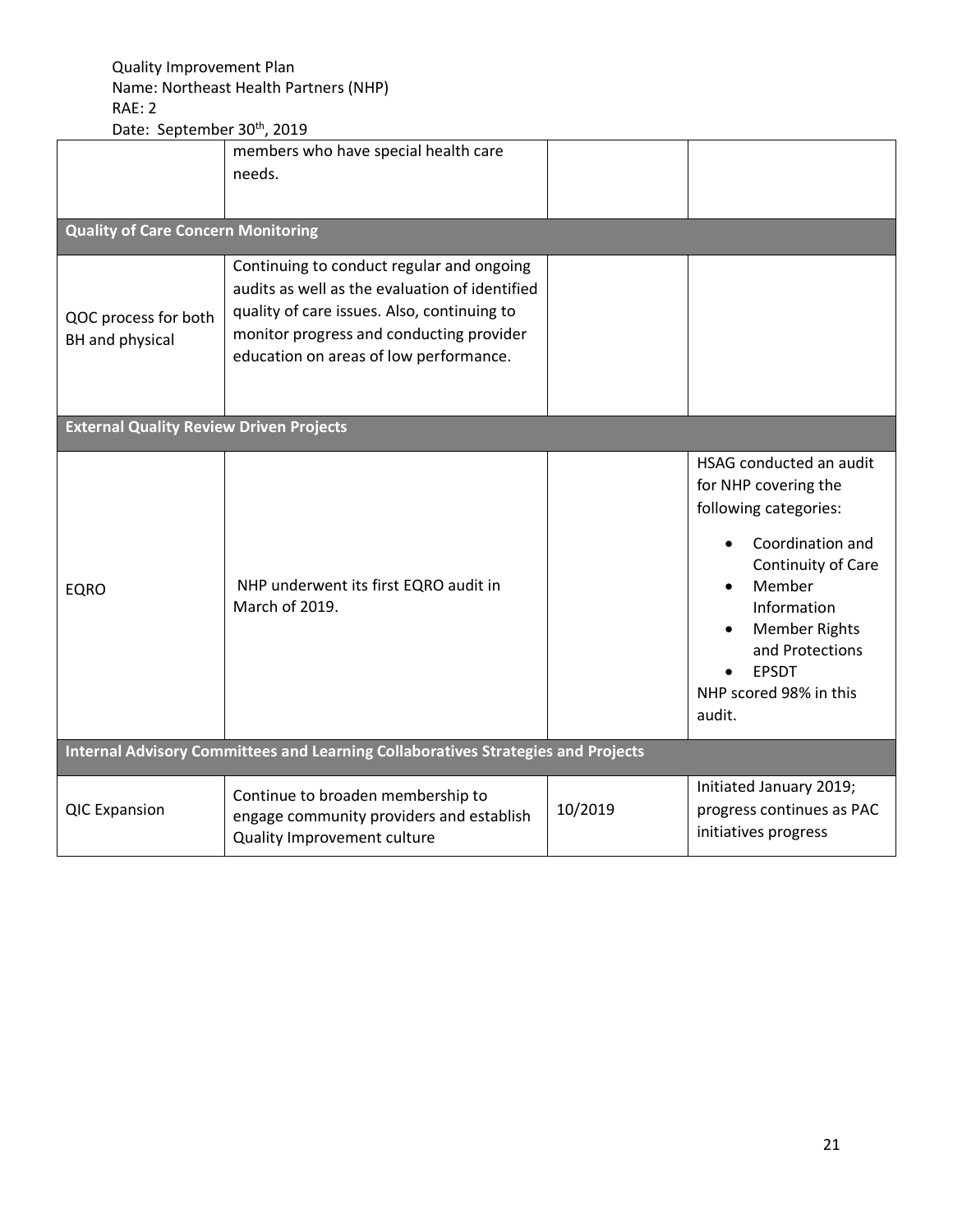| | | | |
|---|---|---|---|
| | members who have special health care needs. | | |
| **Quality of Care Concern Monitoring** | | | |
| QOC process for both BH and physical | Continuing to conduct regular and ongoing audits as well as the evaluation of identified quality of care issues. Also, continuing to monitor progress and conducting provider education on areas of low performance. | | |
| **External Quality Review Driven Projects** | | | |
| EQRO | NHP underwent its first EQRO audit in March of 2019. | | HSAG conducted an audit for NHP covering the following categories: <br>• Coordination and Continuity of Care<br>• Member Information<br>• Member Rights and Protections<br>• EPSDT<br>NHP scored 98% in this audit. |
| **Internal Advisory Committees and Learning Collaboratives Strategies and Projects** | | | |
| QIC Expansion | Continue to broaden membership to engage community providers and establish Quality Improvement culture | 10/2019 | Initiated January 2019; progress continues as PAC initiatives progress |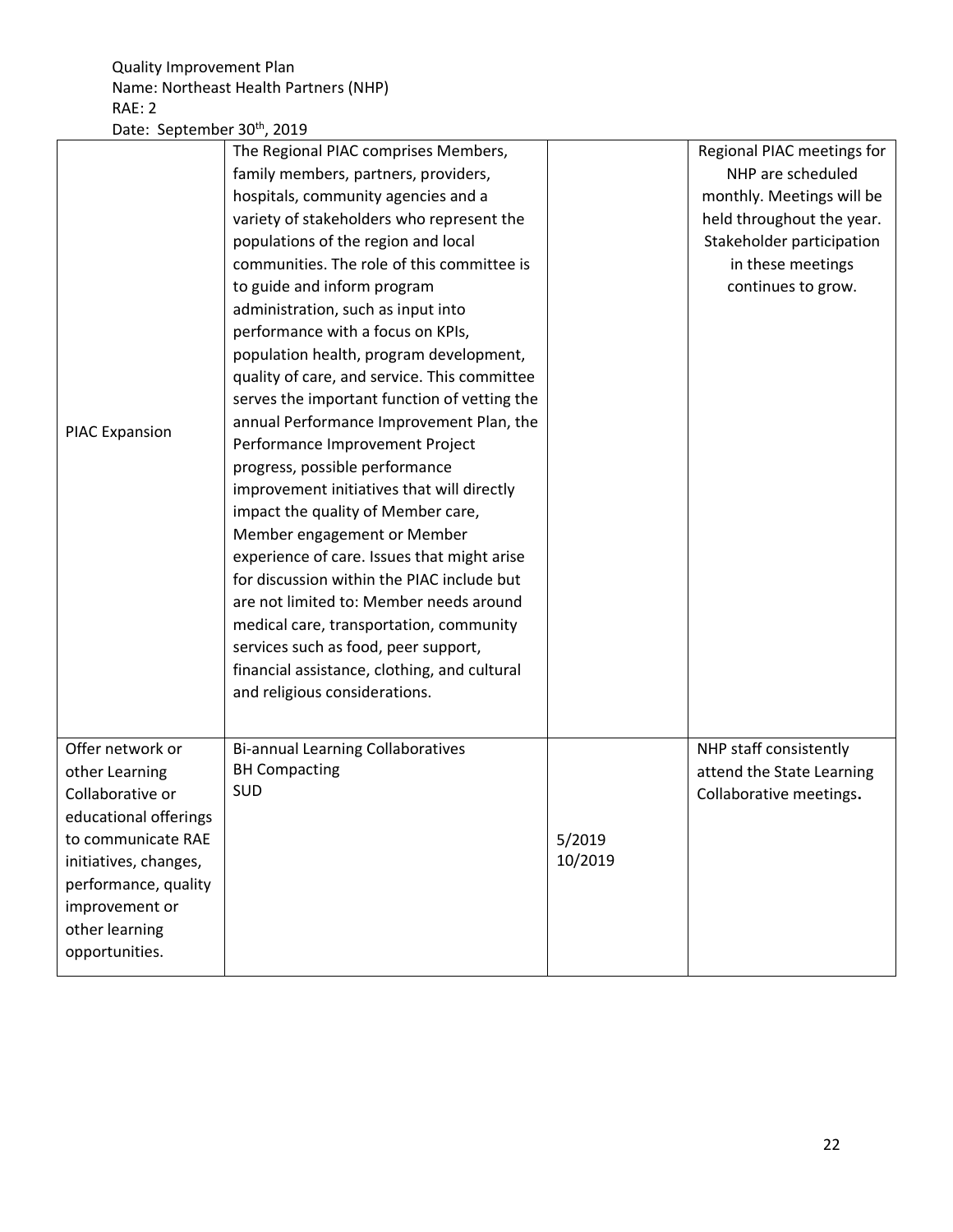| | | | |
|---|---|---|---|
| PIAC Expansion | The Regional PIAC comprises Members, family members, partners, providers, hospitals, community agencies and a variety of stakeholders who represent the populations of the region and local communities. The role of this committee is to guide and inform program administration, such as input into performance with a focus on KPIs, population health, program development, quality of care, and service. This committee serves the important function of vetting the annual Performance Improvement Plan, the Performance Improvement Project progress, possible performance improvement initiatives that will directly impact the quality of Member care, Member engagement or Member experience of care. Issues that might arise for discussion within the PIAC include but are not limited to: Member needs around medical care, transportation, community services such as food, peer support, financial assistance, clothing, and cultural and religious considerations. | | Regional PIAC meetings for NHP are scheduled monthly. Meetings will be held throughout the year. Stakeholder participation in these meetings continues to grow. |
| Offer network or other Learning Collaborative or educational offerings to communicate RAE initiatives, changes, performance, quality improvement or other learning opportunities. | Bi-annual Learning Collaboratives<br>BH Compacting<br>SUD | 5/2019<br>10/2019 | NHP staff consistently attend the State Learning Collaborative meetings**.** |